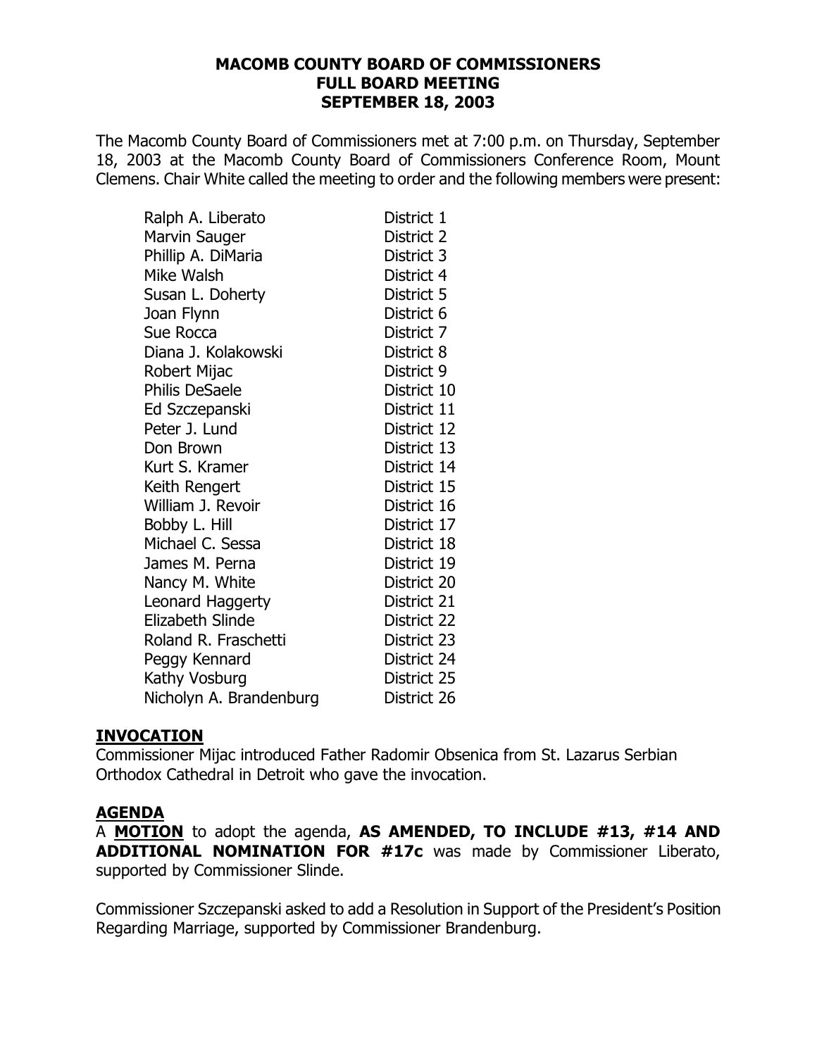# MACOMB COUNTY BOARD OF COMMISSIONERS
## FULL BOARD MEETING
## SEPTEMBER 18, 2003

The Macomb County Board of Commissioners met at 7:00 p.m. on Thursday, September 18, 2003 at the Macomb County Board of Commissioners Conference Room, Mount Clemens. Chair White called the meeting to order and the following members were present:

| | |
|---|---|
| Ralph A. Liberato | District 1 |
| Marvin Sauger | District 2 |
| Phillip A. DiMaria | District 3 |
| Mike Walsh | District 4 |
| Susan L. Doherty | District 5 |
| Joan Flynn | District 6 |
| Sue Rocca | District 7 |
| Diana J. Kolakowski | District 8 |
| Robert Mijac | District 9 |
| Philis DeSaele | District 10 |
| Ed Szczepanski | District 11 |
| Peter J. Lund | District 12 |
| Don Brown | District 13 |
| Kurt S. Kramer | District 14 |
| Keith Rengert | District 15 |
| William J. Revoir | District 16 |
| Bobby L. Hill | District 17 |
| Michael C. Sessa | District 18 |
| James M. Perna | District 19 |
| Nancy M. White | District 20 |
| Leonard Haggerty | District 21 |
| Elizabeth Slinde | District 22 |
| Roland R. Fraschetti | District 23 |
| Peggy Kennard | District 24 |
| Kathy Vosburg | District 25 |
| Nicholyn A. Brandenburg | District 26 |

### INVOCATION

Commissioner Mijac introduced Father Radomir Obsenica from St. Lazarus Serbian Orthodox Cathedral in Detroit who gave the invocation.

### AGENDA

A **MOTION** to adopt the agenda, **AS AMENDED, TO INCLUDE #13, #14 AND ADDITIONAL NOMINATION FOR #17c** was made by Commissioner Liberato, supported by Commissioner Slinde.

Commissioner Szczepanski asked to add a Resolution in Support of the President's Position Regarding Marriage, supported by Commissioner Brandenburg.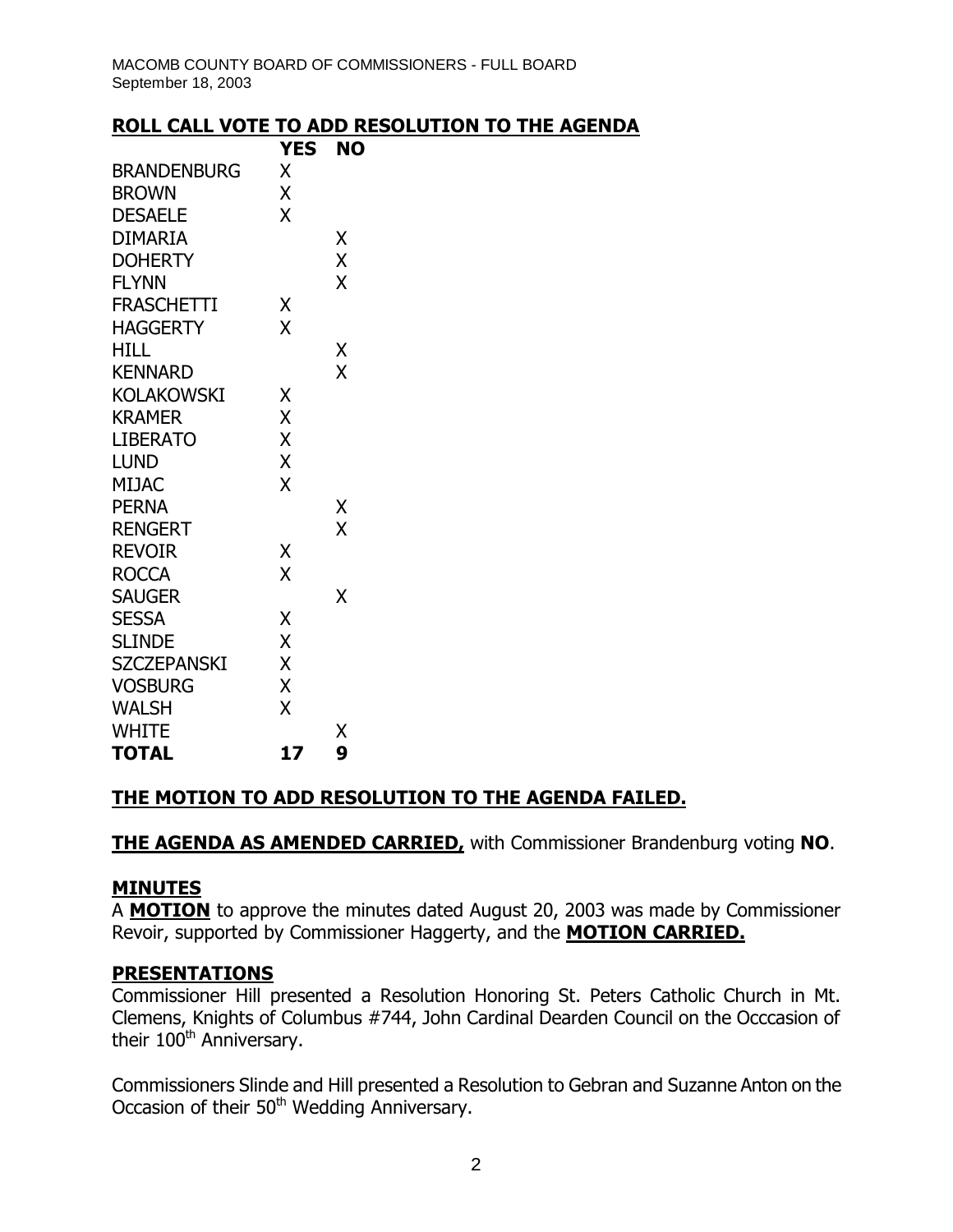## ROLL CALL VOTE TO ADD RESOLUTION TO THE AGENDA

| | YES | NO |
|---|---|---|
| BRANDENBURG | X | |
| BROWN | X | |
| DESAELE | X | |
| DIMARIA | | X |
| DOHERTY | | X |
| FLYNN | | X |
| FRASCHETTI | X | |
| HAGGERTY | X | |
| HILL | | X |
| KENNARD | | X |
| KOLAKOWSKI | X | |
| KRAMER | X | |
| LIBERATO | X | |
| LUND | X | |
| MIJAC | X | |
| PERNA | | X |
| RENGERT | | X |
| REVOIR | X | |
| ROCCA | X | |
| SAUGER | | X |
| SESSA | X | |
| SLINDE | X | |
| SZCZEPANSKI | X | |
| VOSBURG | X | |
| WALSH | X | |
| WHITE | | X |
| **TOTAL** | **17** | **9** |

**THE MOTION TO ADD RESOLUTION TO THE AGENDA FAILED.**

**THE AGENDA AS AMENDED CARRIED,** with Commissioner Brandenburg voting **NO**.

## MINUTES

A **MOTION** to approve the minutes dated August 20, 2003 was made by Commissioner Revoir, supported by Commissioner Haggerty, and the **MOTION CARRIED.**

## PRESENTATIONS

Commissioner Hill presented a Resolution Honoring St. Peters Catholic Church in Mt. Clemens, Knights of Columbus #744, John Cardinal Dearden Council on the Occcasion of their 100th Anniversary.

Commissioners Slinde and Hill presented a Resolution to Gebran and Suzanne Anton on the Occasion of their 50th Wedding Anniversary.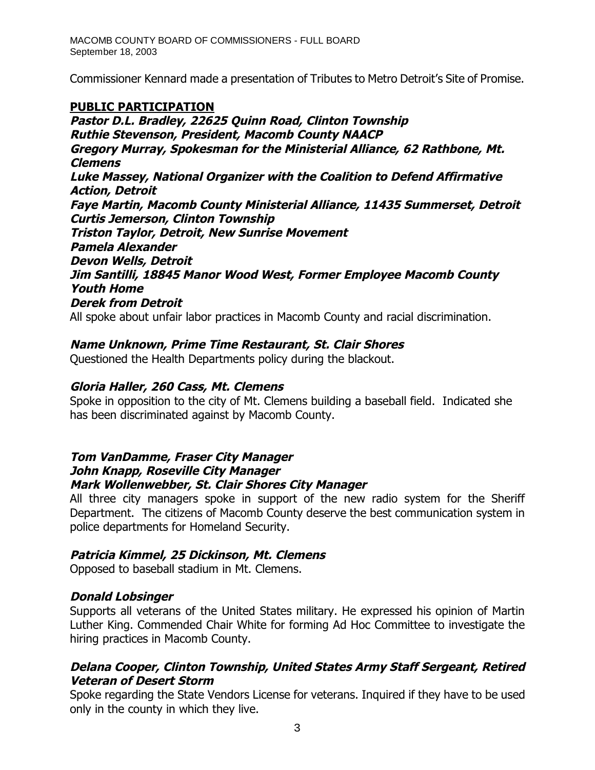Commissioner Kennard made a presentation of Tributes to Metro Detroit's Site of Promise.

## PUBLIC PARTICIPATION

***Pastor D.L. Bradley, 22625 Quinn Road, Clinton Township***
***Ruthie Stevenson, President, Macomb County NAACP***
***Gregory Murray, Spokesman for the Ministerial Alliance, 62 Rathbone, Mt. Clemens***
***Luke Massey, National Organizer with the Coalition to Defend Affirmative Action, Detroit***
***Faye Martin, Macomb County Ministerial Alliance, 11435 Summerset, Detroit***
***Curtis Jemerson, Clinton Township***
***Triston Taylor, Detroit, New Sunrise Movement***
***Pamela Alexander***
***Devon Wells, Detroit***
***Jim Santilli, 18845 Manor Wood West, Former Employee Macomb County Youth Home***
***Derek from Detroit***

All spoke about unfair labor practices in Macomb County and racial discrimination.

***Name Unknown, Prime Time Restaurant, St. Clair Shores***

Questioned the Health Departments policy during the blackout.

***Gloria Haller, 260 Cass, Mt. Clemens***

Spoke in opposition to the city of Mt. Clemens building a baseball field. Indicated she has been discriminated against by Macomb County.

***Tom VanDamme, Fraser City Manager***
***John Knapp, Roseville City Manager***
***Mark Wollenwebber, St. Clair Shores City Manager***

All three city managers spoke in support of the new radio system for the Sheriff Department. The citizens of Macomb County deserve the best communication system in police departments for Homeland Security.

***Patricia Kimmel, 25 Dickinson, Mt. Clemens***

Opposed to baseball stadium in Mt. Clemens.

***Donald Lobsinger***

Supports all veterans of the United States military. He expressed his opinion of Martin Luther King. Commended Chair White for forming Ad Hoc Committee to investigate the hiring practices in Macomb County.

***Delana Cooper, Clinton Township, United States Army Staff Sergeant, Retired Veteran of Desert Storm***

Spoke regarding the State Vendors License for veterans. Inquired if they have to be used only in the county in which they live.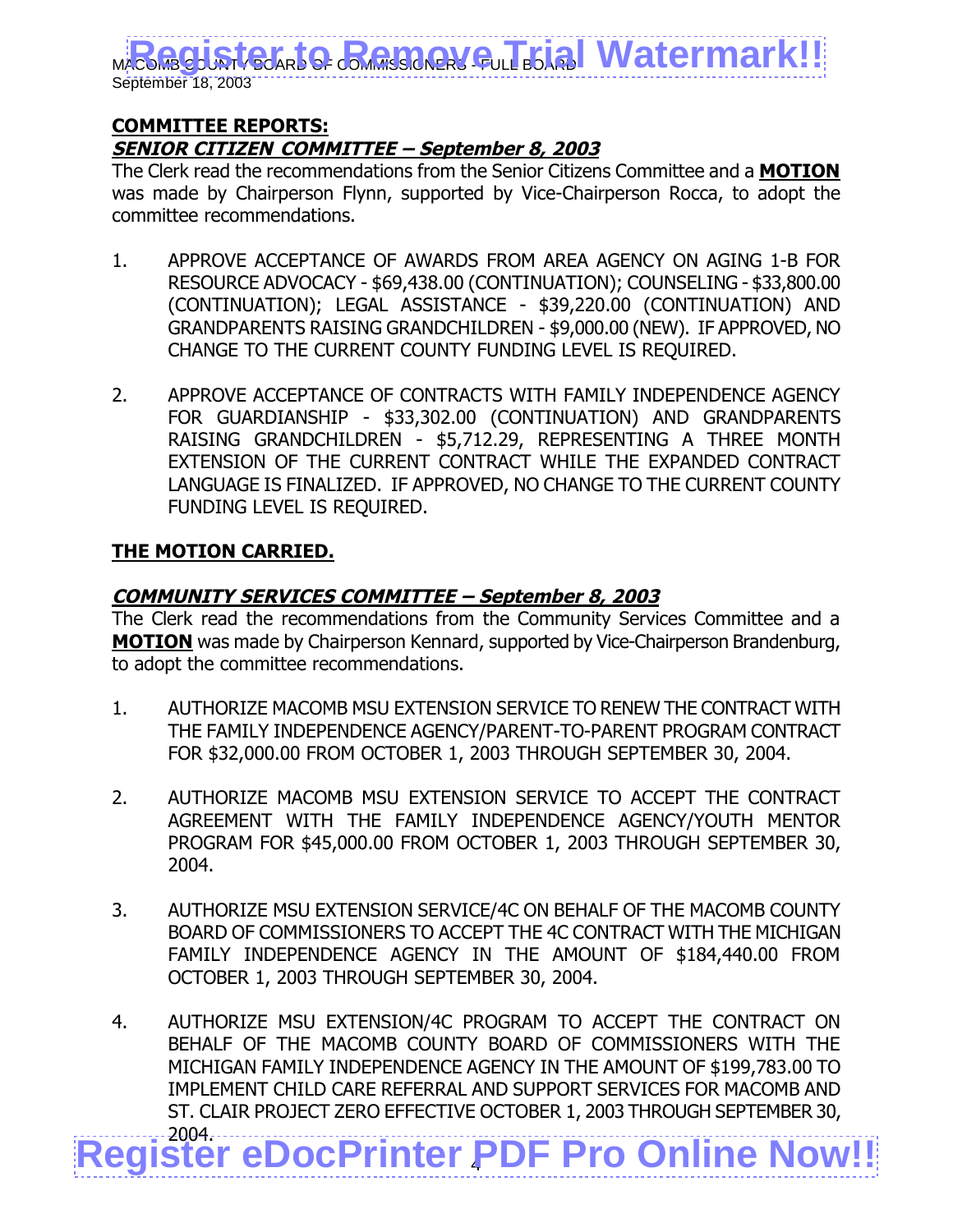## COMMITTEE REPORTS:

### *SENIOR CITIZEN COMMITTEE – September 8, 2003*

The Clerk read the recommendations from the Senior Citizens Committee and a **MOTION** was made by Chairperson Flynn, supported by Vice-Chairperson Rocca, to adopt the committee recommendations.

1. APPROVE ACCEPTANCE OF AWARDS FROM AREA AGENCY ON AGING 1-B FOR RESOURCE ADVOCACY - $69,438.00 (CONTINUATION); COUNSELING - $33,800.00 (CONTINUATION); LEGAL ASSISTANCE - $39,220.00 (CONTINUATION) AND GRANDPARENTS RAISING GRANDCHILDREN - $9,000.00 (NEW). IF APPROVED, NO CHANGE TO THE CURRENT COUNTY FUNDING LEVEL IS REQUIRED.

2. APPROVE ACCEPTANCE OF CONTRACTS WITH FAMILY INDEPENDENCE AGENCY FOR GUARDIANSHIP - $33,302.00 (CONTINUATION) AND GRANDPARENTS RAISING GRANDCHILDREN - $5,712.29, REPRESENTING A THREE MONTH EXTENSION OF THE CURRENT CONTRACT WHILE THE EXPANDED CONTRACT LANGUAGE IS FINALIZED. IF APPROVED, NO CHANGE TO THE CURRENT COUNTY FUNDING LEVEL IS REQUIRED.

**THE MOTION CARRIED.**

### *COMMUNITY SERVICES COMMITTEE – September 8, 2003*

The Clerk read the recommendations from the Community Services Committee and a **MOTION** was made by Chairperson Kennard, supported by Vice-Chairperson Brandenburg, to adopt the committee recommendations.

1. AUTHORIZE MACOMB MSU EXTENSION SERVICE TO RENEW THE CONTRACT WITH THE FAMILY INDEPENDENCE AGENCY/PARENT-TO-PARENT PROGRAM CONTRACT FOR $32,000.00 FROM OCTOBER 1, 2003 THROUGH SEPTEMBER 30, 2004.

2. AUTHORIZE MACOMB MSU EXTENSION SERVICE TO ACCEPT THE CONTRACT AGREEMENT WITH THE FAMILY INDEPENDENCE AGENCY/YOUTH MENTOR PROGRAM FOR $45,000.00 FROM OCTOBER 1, 2003 THROUGH SEPTEMBER 30, 2004.

3. AUTHORIZE MSU EXTENSION SERVICE/4C ON BEHALF OF THE MACOMB COUNTY BOARD OF COMMISSIONERS TO ACCEPT THE 4C CONTRACT WITH THE MICHIGAN FAMILY INDEPENDENCE AGENCY IN THE AMOUNT OF $184,440.00 FROM OCTOBER 1, 2003 THROUGH SEPTEMBER 30, 2004.

4. AUTHORIZE MSU EXTENSION/4C PROGRAM TO ACCEPT THE CONTRACT ON BEHALF OF THE MACOMB COUNTY BOARD OF COMMISSIONERS WITH THE MICHIGAN FAMILY INDEPENDENCE AGENCY IN THE AMOUNT OF $199,783.00 TO IMPLEMENT CHILD CARE REFERRAL AND SUPPORT SERVICES FOR MACOMB AND ST. CLAIR PROJECT ZERO EFFECTIVE OCTOBER 1, 2003 THROUGH SEPTEMBER 30, 2004.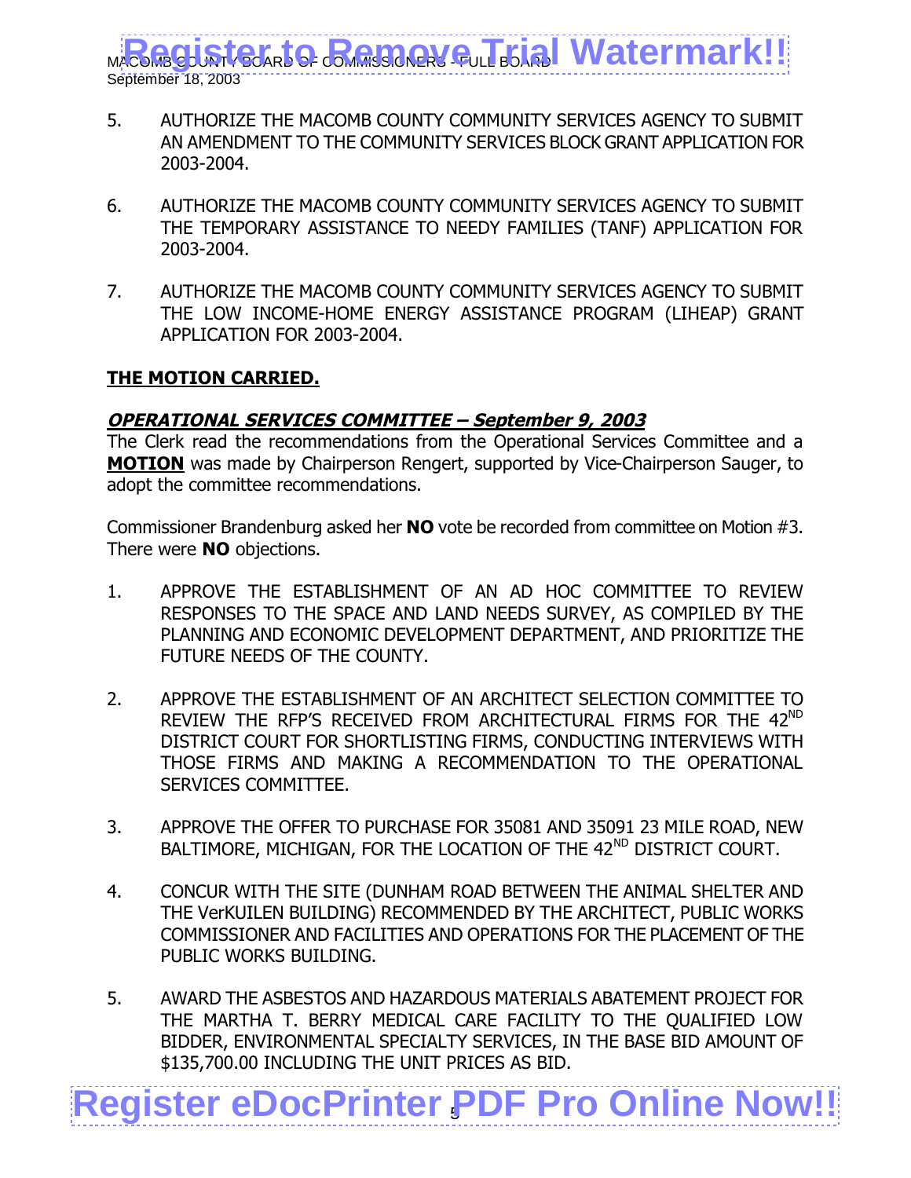5. AUTHORIZE THE MACOMB COUNTY COMMUNITY SERVICES AGENCY TO SUBMIT AN AMENDMENT TO THE COMMUNITY SERVICES BLOCK GRANT APPLICATION FOR 2003-2004.

6. AUTHORIZE THE MACOMB COUNTY COMMUNITY SERVICES AGENCY TO SUBMIT THE TEMPORARY ASSISTANCE TO NEEDY FAMILIES (TANF) APPLICATION FOR 2003-2004.

7. AUTHORIZE THE MACOMB COUNTY COMMUNITY SERVICES AGENCY TO SUBMIT THE LOW INCOME-HOME ENERGY ASSISTANCE PROGRAM (LIHEAP) GRANT APPLICATION FOR 2003-2004.

**THE MOTION CARRIED.**

***OPERATIONAL SERVICES COMMITTEE – September 9, 2003***

The Clerk read the recommendations from the Operational Services Committee and a **MOTION** was made by Chairperson Rengert, supported by Vice-Chairperson Sauger, to adopt the committee recommendations.

Commissioner Brandenburg asked her **NO** vote be recorded from committee on Motion #3. There were **NO** objections.

1. APPROVE THE ESTABLISHMENT OF AN AD HOC COMMITTEE TO REVIEW RESPONSES TO THE SPACE AND LAND NEEDS SURVEY, AS COMPILED BY THE PLANNING AND ECONOMIC DEVELOPMENT DEPARTMENT, AND PRIORITIZE THE FUTURE NEEDS OF THE COUNTY.

2. APPROVE THE ESTABLISHMENT OF AN ARCHITECT SELECTION COMMITTEE TO REVIEW THE RFP'S RECEIVED FROM ARCHITECTURAL FIRMS FOR THE 42ND DISTRICT COURT FOR SHORTLISTING FIRMS, CONDUCTING INTERVIEWS WITH THOSE FIRMS AND MAKING A RECOMMENDATION TO THE OPERATIONAL SERVICES COMMITTEE.

3. APPROVE THE OFFER TO PURCHASE FOR 35081 AND 35091 23 MILE ROAD, NEW BALTIMORE, MICHIGAN, FOR THE LOCATION OF THE 42ND DISTRICT COURT.

4. CONCUR WITH THE SITE (DUNHAM ROAD BETWEEN THE ANIMAL SHELTER AND THE VerKUILEN BUILDING) RECOMMENDED BY THE ARCHITECT, PUBLIC WORKS COMMISSIONER AND FACILITIES AND OPERATIONS FOR THE PLACEMENT OF THE PUBLIC WORKS BUILDING.

5. AWARD THE ASBESTOS AND HAZARDOUS MATERIALS ABATEMENT PROJECT FOR THE MARTHA T. BERRY MEDICAL CARE FACILITY TO THE QUALIFIED LOW BIDDER, ENVIRONMENTAL SPECIALTY SERVICES, IN THE BASE BID AMOUNT OF $135,700.00 INCLUDING THE UNIT PRICES AS BID.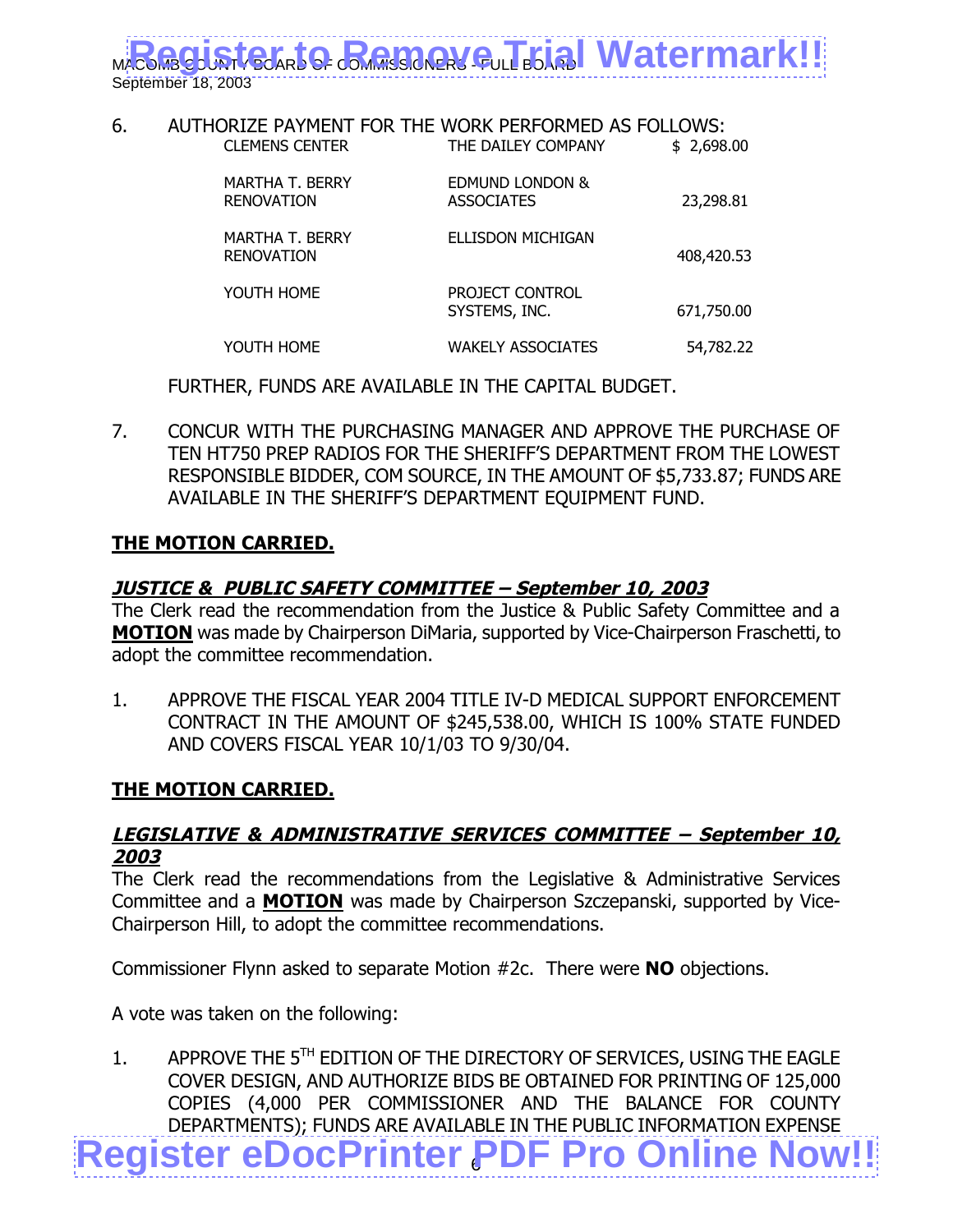6. AUTHORIZE PAYMENT FOR THE WORK PERFORMED AS FOLLOWS:

| | | |
|---|---|---|
| CLEMENS CENTER | THE DAILEY COMPANY | $ 2,698.00 |
| MARTHA T. BERRY RENOVATION | EDMUND LONDON & ASSOCIATES | 23,298.81 |
| MARTHA T. BERRY RENOVATION | ELLISDON MICHIGAN | 408,420.53 |
| YOUTH HOME | PROJECT CONTROL SYSTEMS, INC. | 671,750.00 |
| YOUTH HOME | WAKELY ASSOCIATES | 54,782.22 |

FURTHER, FUNDS ARE AVAILABLE IN THE CAPITAL BUDGET.

7. CONCUR WITH THE PURCHASING MANAGER AND APPROVE THE PURCHASE OF TEN HT750 PREP RADIOS FOR THE SHERIFF'S DEPARTMENT FROM THE LOWEST RESPONSIBLE BIDDER, COM SOURCE, IN THE AMOUNT OF $5,733.87; FUNDS ARE AVAILABLE IN THE SHERIFF'S DEPARTMENT EQUIPMENT FUND.

**THE MOTION CARRIED.**

***JUSTICE & PUBLIC SAFETY COMMITTEE – September 10, 2003***

The Clerk read the recommendation from the Justice & Public Safety Committee and a **MOTION** was made by Chairperson DiMaria, supported by Vice-Chairperson Fraschetti, to adopt the committee recommendation.

1. APPROVE THE FISCAL YEAR 2004 TITLE IV-D MEDICAL SUPPORT ENFORCEMENT CONTRACT IN THE AMOUNT OF $245,538.00, WHICH IS 100% STATE FUNDED AND COVERS FISCAL YEAR 10/1/03 TO 9/30/04.

**THE MOTION CARRIED.**

***LEGISLATIVE & ADMINISTRATIVE SERVICES COMMITTEE – September 10, 2003***

The Clerk read the recommendations from the Legislative & Administrative Services Committee and a **MOTION** was made by Chairperson Szczepanski, supported by Vice-Chairperson Hill, to adopt the committee recommendations.

Commissioner Flynn asked to separate Motion #2c. There were **NO** objections.

A vote was taken on the following:

1. APPROVE THE 5TH EDITION OF THE DIRECTORY OF SERVICES, USING THE EAGLE COVER DESIGN, AND AUTHORIZE BIDS BE OBTAINED FOR PRINTING OF 125,000 COPIES (4,000 PER COMMISSIONER AND THE BALANCE FOR COUNTY DEPARTMENTS); FUNDS ARE AVAILABLE IN THE PUBLIC INFORMATION EXPENSE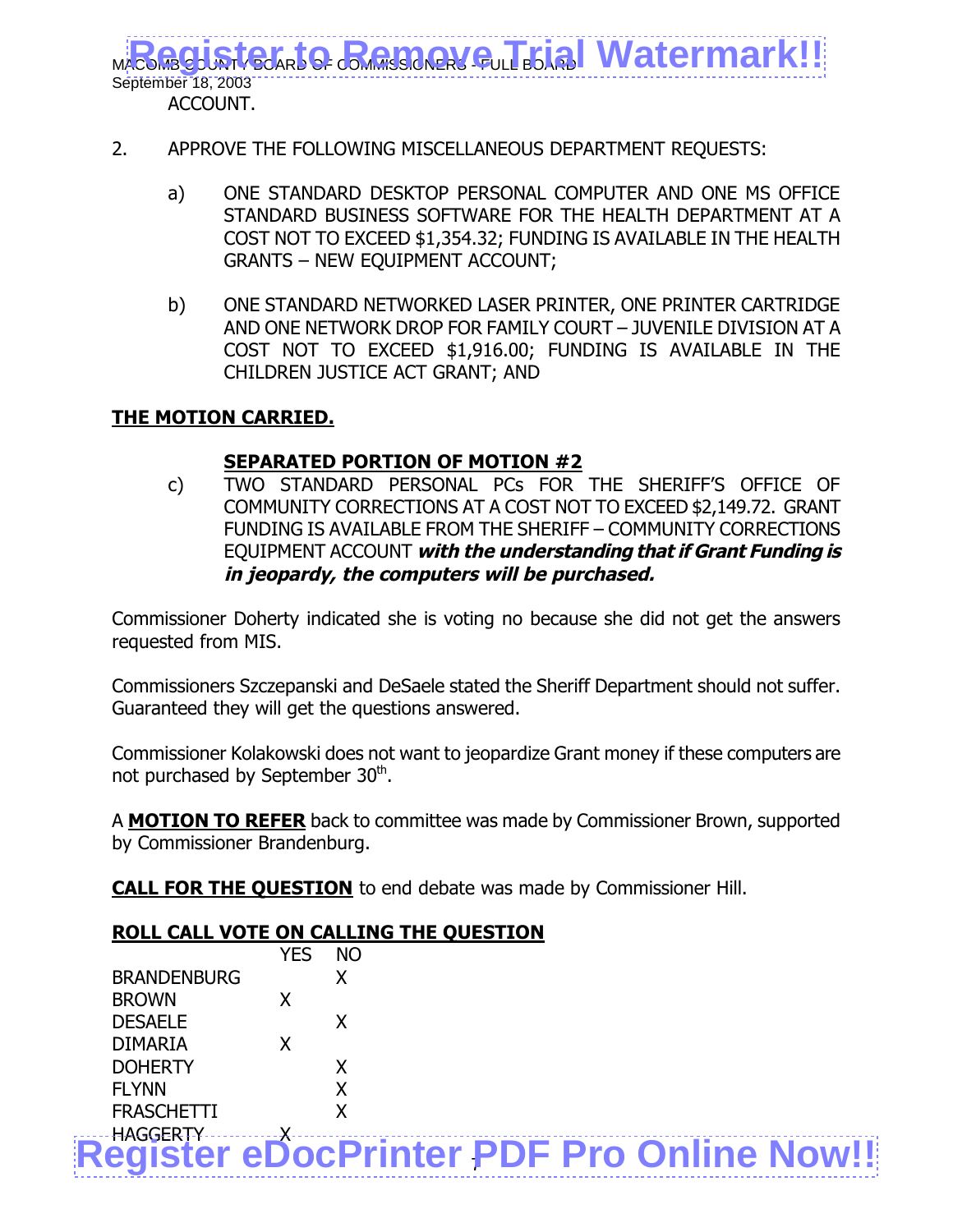ACCOUNT.

2. APPROVE THE FOLLOWING MISCELLANEOUS DEPARTMENT REQUESTS:

   a) ONE STANDARD DESKTOP PERSONAL COMPUTER AND ONE MS OFFICE STANDARD BUSINESS SOFTWARE FOR THE HEALTH DEPARTMENT AT A COST NOT TO EXCEED $1,354.32; FUNDING IS AVAILABLE IN THE HEALTH GRANTS – NEW EQUIPMENT ACCOUNT;

   b) ONE STANDARD NETWORKED LASER PRINTER, ONE PRINTER CARTRIDGE AND ONE NETWORK DROP FOR FAMILY COURT – JUVENILE DIVISION AT A COST NOT TO EXCEED $1,916.00; FUNDING IS AVAILABLE IN THE CHILDREN JUSTICE ACT GRANT; AND

**THE MOTION CARRIED.**

**SEPARATED PORTION OF MOTION #2**

   c) TWO STANDARD PERSONAL PCs FOR THE SHERIFF'S OFFICE OF COMMUNITY CORRECTIONS AT A COST NOT TO EXCEED $2,149.72. GRANT FUNDING IS AVAILABLE FROM THE SHERIFF – COMMUNITY CORRECTIONS EQUIPMENT ACCOUNT ***with the understanding that if Grant Funding is in jeopardy, the computers will be purchased.***

Commissioner Doherty indicated she is voting no because she did not get the answers requested from MIS.

Commissioners Szczepanski and DeSaele stated the Sheriff Department should not suffer. Guaranteed they will get the questions answered.

Commissioner Kolakowski does not want to jeopardize Grant money if these computers are not purchased by September 30th.

A **MOTION TO REFER** back to committee was made by Commissioner Brown, supported by Commissioner Brandenburg.

**CALL FOR THE QUESTION** to end debate was made by Commissioner Hill.

**ROLL CALL VOTE ON CALLING THE QUESTION**

| | YES | NO |
|---|---|---|
| BRANDENBURG | | X |
| BROWN | X | |
| DESAELE | | X |
| DIMARIA | X | |
| DOHERTY | | X |
| FLYNN | | X |
| FRASCHETTI | | X |
| HAGGERTY | X | |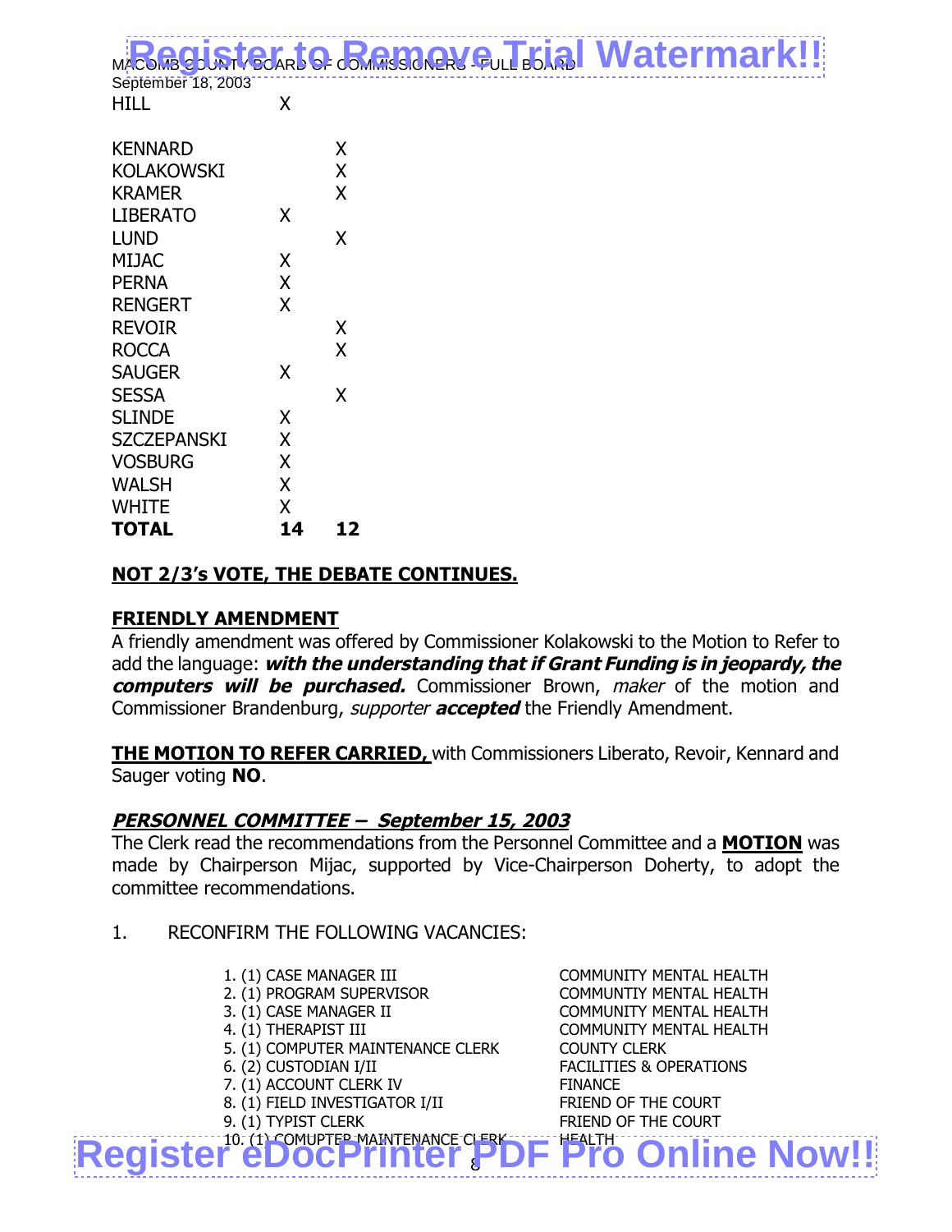| | | |
|---|---|---|
| HILL | X | |
| KENNARD | | X |
| KOLAKOWSKI | | X |
| KRAMER | | X |
| LIBERATO | X | |
| LUND | | X |
| MIJAC | X | |
| PERNA | X | |
| RENGERT | X | |
| REVOIR | | X |
| ROCCA | | X |
| SAUGER | X | |
| SESSA | | X |
| SLINDE | X | |
| SZCZEPANSKI | X | |
| VOSBURG | X | |
| WALSH | X | |
| WHITE | X | |
| **TOTAL** | **14** | **12** |

**NOT 2/3's VOTE, THE DEBATE CONTINUES.**

**FRIENDLY AMENDMENT**

A friendly amendment was offered by Commissioner Kolakowski to the Motion to Refer to add the language: ***with the understanding that if Grant Funding is in jeopardy, the computers will be purchased.*** Commissioner Brown, *maker* of the motion and Commissioner Brandenburg, *supporter* ***accepted*** the Friendly Amendment.

**THE MOTION TO REFER CARRIED,** with Commissioners Liberato, Revoir, Kennard and Sauger voting **NO**.

***PERSONNEL COMMITTEE – September 15, 2003***

The Clerk read the recommendations from the Personnel Committee and a **MOTION** was made by Chairperson Mijac, supported by Vice-Chairperson Doherty, to adopt the committee recommendations.

1. RECONFIRM THE FOLLOWING VACANCIES:

| | |
|---|---|
| 1. (1) CASE MANAGER III | COMMUNITY MENTAL HEALTH |
| 2. (1) PROGRAM SUPERVISOR | COMMUNTIY MENTAL HEALTH |
| 3. (1) CASE MANAGER II | COMMUNITY MENTAL HEALTH |
| 4. (1) THERAPIST III | COMMUNITY MENTAL HEALTH |
| 5. (1) COMPUTER MAINTENANCE CLERK | COUNTY CLERK |
| 6. (2) CUSTODIAN I/II | FACILITIES & OPERATIONS |
| 7. (1) ACCOUNT CLERK IV | FINANCE |
| 8. (1) FIELD INVESTIGATOR I/II | FRIEND OF THE COURT |
| 9. (1) TYPIST CLERK | FRIEND OF THE COURT |
| 10. (1) COMUPTER MAINTENANCE CLERK | HEALTH |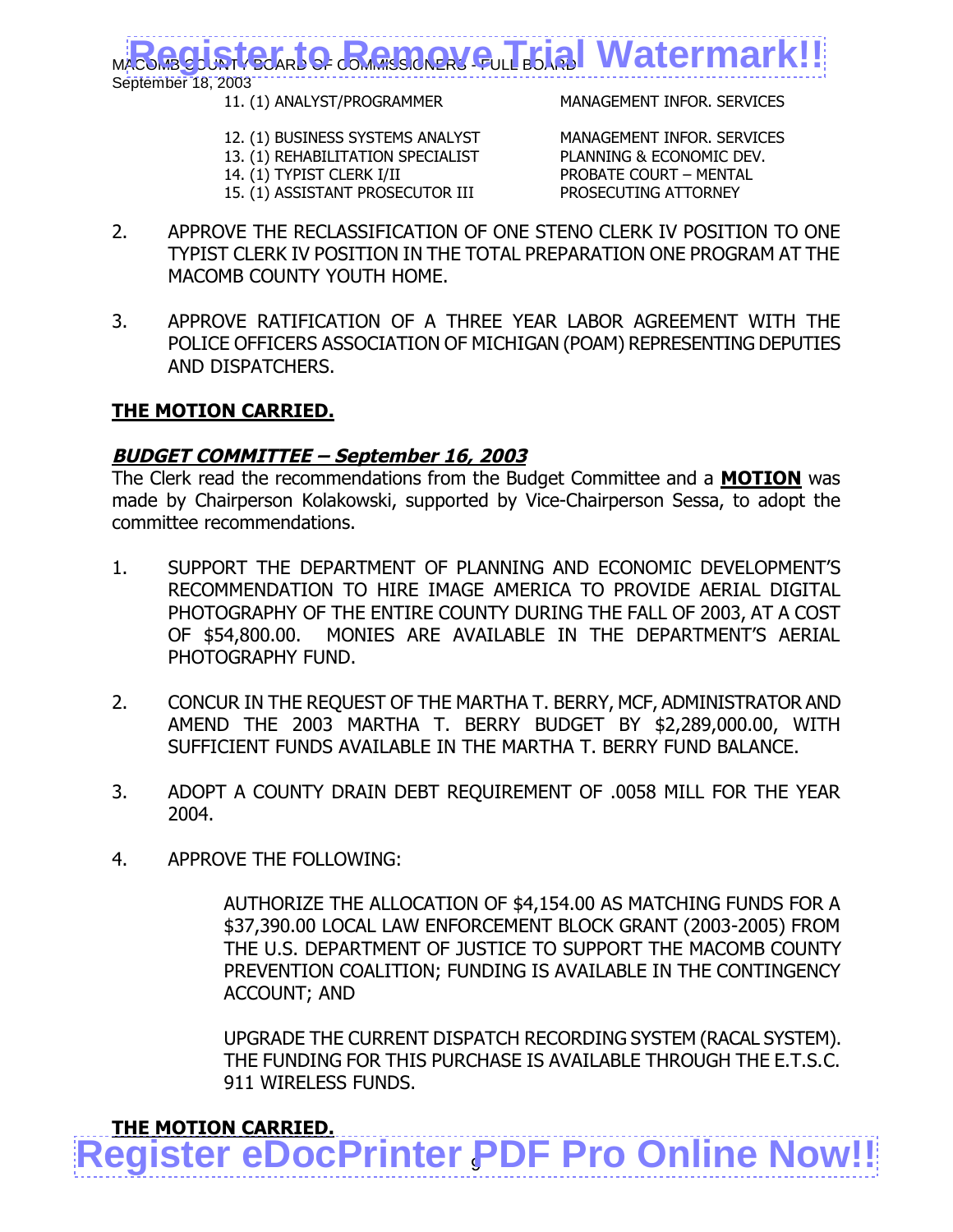| | |
|---|---|
| 11. (1) ANALYST/PROGRAMMER | MANAGEMENT INFOR. SERVICES |
| 12. (1) BUSINESS SYSTEMS ANALYST | MANAGEMENT INFOR. SERVICES |
| 13. (1) REHABILITATION SPECIALIST | PLANNING & ECONOMIC DEV. |
| 14. (1) TYPIST CLERK I/II | PROBATE COURT – MENTAL |
| 15. (1) ASSISTANT PROSECUTOR III | PROSECUTING ATTORNEY |

2. APPROVE THE RECLASSIFICATION OF ONE STENO CLERK IV POSITION TO ONE TYPIST CLERK IV POSITION IN THE TOTAL PREPARATION ONE PROGRAM AT THE MACOMB COUNTY YOUTH HOME.

3. APPROVE RATIFICATION OF A THREE YEAR LABOR AGREEMENT WITH THE POLICE OFFICERS ASSOCIATION OF MICHIGAN (POAM) REPRESENTING DEPUTIES AND DISPATCHERS.

**THE MOTION CARRIED.**

***BUDGET COMMITTEE – September 16, 2003***

The Clerk read the recommendations from the Budget Committee and a **MOTION** was made by Chairperson Kolakowski, supported by Vice-Chairperson Sessa, to adopt the committee recommendations.

1. SUPPORT THE DEPARTMENT OF PLANNING AND ECONOMIC DEVELOPMENT'S RECOMMENDATION TO HIRE IMAGE AMERICA TO PROVIDE AERIAL DIGITAL PHOTOGRAPHY OF THE ENTIRE COUNTY DURING THE FALL OF 2003, AT A COST OF $54,800.00. MONIES ARE AVAILABLE IN THE DEPARTMENT'S AERIAL PHOTOGRAPHY FUND.

2. CONCUR IN THE REQUEST OF THE MARTHA T. BERRY, MCF, ADMINISTRATOR AND AMEND THE 2003 MARTHA T. BERRY BUDGET BY $2,289,000.00, WITH SUFFICIENT FUNDS AVAILABLE IN THE MARTHA T. BERRY FUND BALANCE.

3. ADOPT A COUNTY DRAIN DEBT REQUIREMENT OF .0058 MILL FOR THE YEAR 2004.

4. APPROVE THE FOLLOWING:

   AUTHORIZE THE ALLOCATION OF $4,154.00 AS MATCHING FUNDS FOR A $37,390.00 LOCAL LAW ENFORCEMENT BLOCK GRANT (2003-2005) FROM THE U.S. DEPARTMENT OF JUSTICE TO SUPPORT THE MACOMB COUNTY PREVENTION COALITION; FUNDING IS AVAILABLE IN THE CONTINGENCY ACCOUNT; AND

   UPGRADE THE CURRENT DISPATCH RECORDING SYSTEM (RACAL SYSTEM). THE FUNDING FOR THIS PURCHASE IS AVAILABLE THROUGH THE E.T.S.C. 911 WIRELESS FUNDS.

**THE MOTION CARRIED.**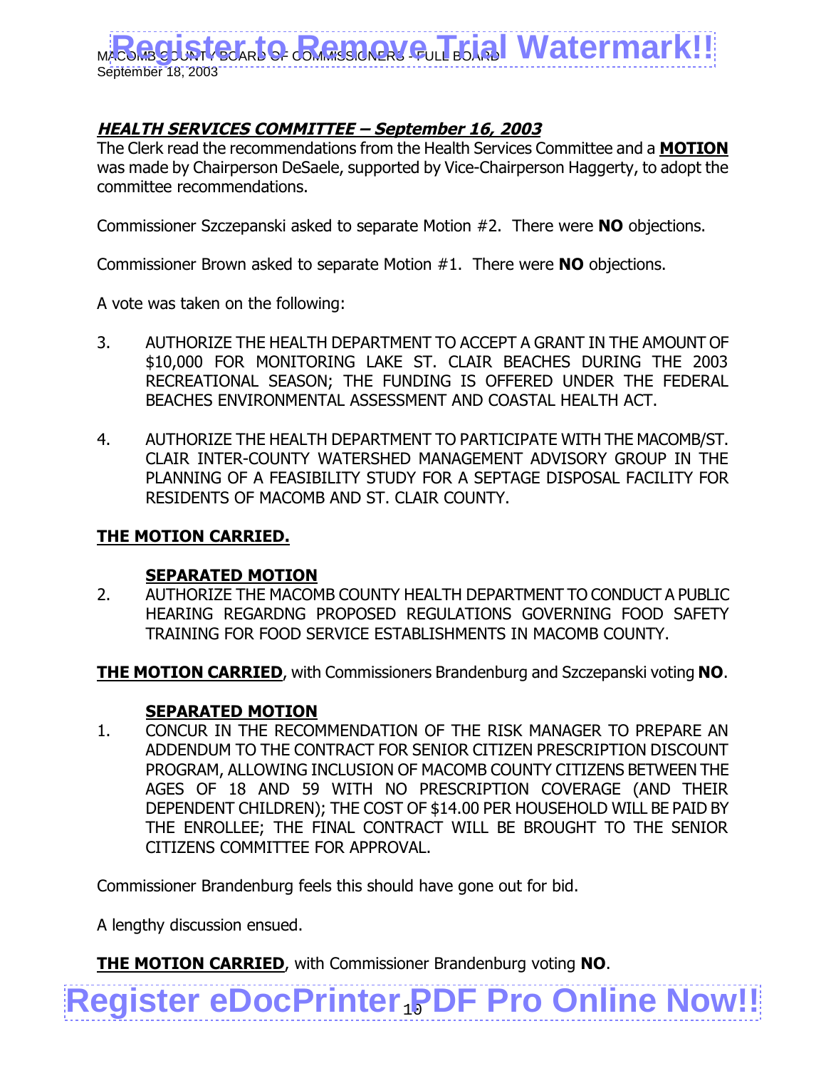***HEALTH SERVICES COMMITTEE – September 16, 2003***

The Clerk read the recommendations from the Health Services Committee and a **MOTION** was made by Chairperson DeSaele, supported by Vice-Chairperson Haggerty, to adopt the committee recommendations.

Commissioner Szczepanski asked to separate Motion #2. There were **NO** objections.

Commissioner Brown asked to separate Motion #1. There were **NO** objections.

A vote was taken on the following:

3. AUTHORIZE THE HEALTH DEPARTMENT TO ACCEPT A GRANT IN THE AMOUNT OF $10,000 FOR MONITORING LAKE ST. CLAIR BEACHES DURING THE 2003 RECREATIONAL SEASON; THE FUNDING IS OFFERED UNDER THE FEDERAL BEACHES ENVIRONMENTAL ASSESSMENT AND COASTAL HEALTH ACT.

4. AUTHORIZE THE HEALTH DEPARTMENT TO PARTICIPATE WITH THE MACOMB/ST. CLAIR INTER-COUNTY WATERSHED MANAGEMENT ADVISORY GROUP IN THE PLANNING OF A FEASIBILITY STUDY FOR A SEPTAGE DISPOSAL FACILITY FOR RESIDENTS OF MACOMB AND ST. CLAIR COUNTY.

**THE MOTION CARRIED.**

**SEPARATED MOTION**

2. AUTHORIZE THE MACOMB COUNTY HEALTH DEPARTMENT TO CONDUCT A PUBLIC HEARING REGARDNG PROPOSED REGULATIONS GOVERNING FOOD SAFETY TRAINING FOR FOOD SERVICE ESTABLISHMENTS IN MACOMB COUNTY.

**THE MOTION CARRIED**, with Commissioners Brandenburg and Szczepanski voting **NO**.

**SEPARATED MOTION**

1. CONCUR IN THE RECOMMENDATION OF THE RISK MANAGER TO PREPARE AN ADDENDUM TO THE CONTRACT FOR SENIOR CITIZEN PRESCRIPTION DISCOUNT PROGRAM, ALLOWING INCLUSION OF MACOMB COUNTY CITIZENS BETWEEN THE AGES OF 18 AND 59 WITH NO PRESCRIPTION COVERAGE (AND THEIR DEPENDENT CHILDREN); THE COST OF $14.00 PER HOUSEHOLD WILL BE PAID BY THE ENROLLEE; THE FINAL CONTRACT WILL BE BROUGHT TO THE SENIOR CITIZENS COMMITTEE FOR APPROVAL.

Commissioner Brandenburg feels this should have gone out for bid.

A lengthy discussion ensued.

**THE MOTION CARRIED**, with Commissioner Brandenburg voting **NO**.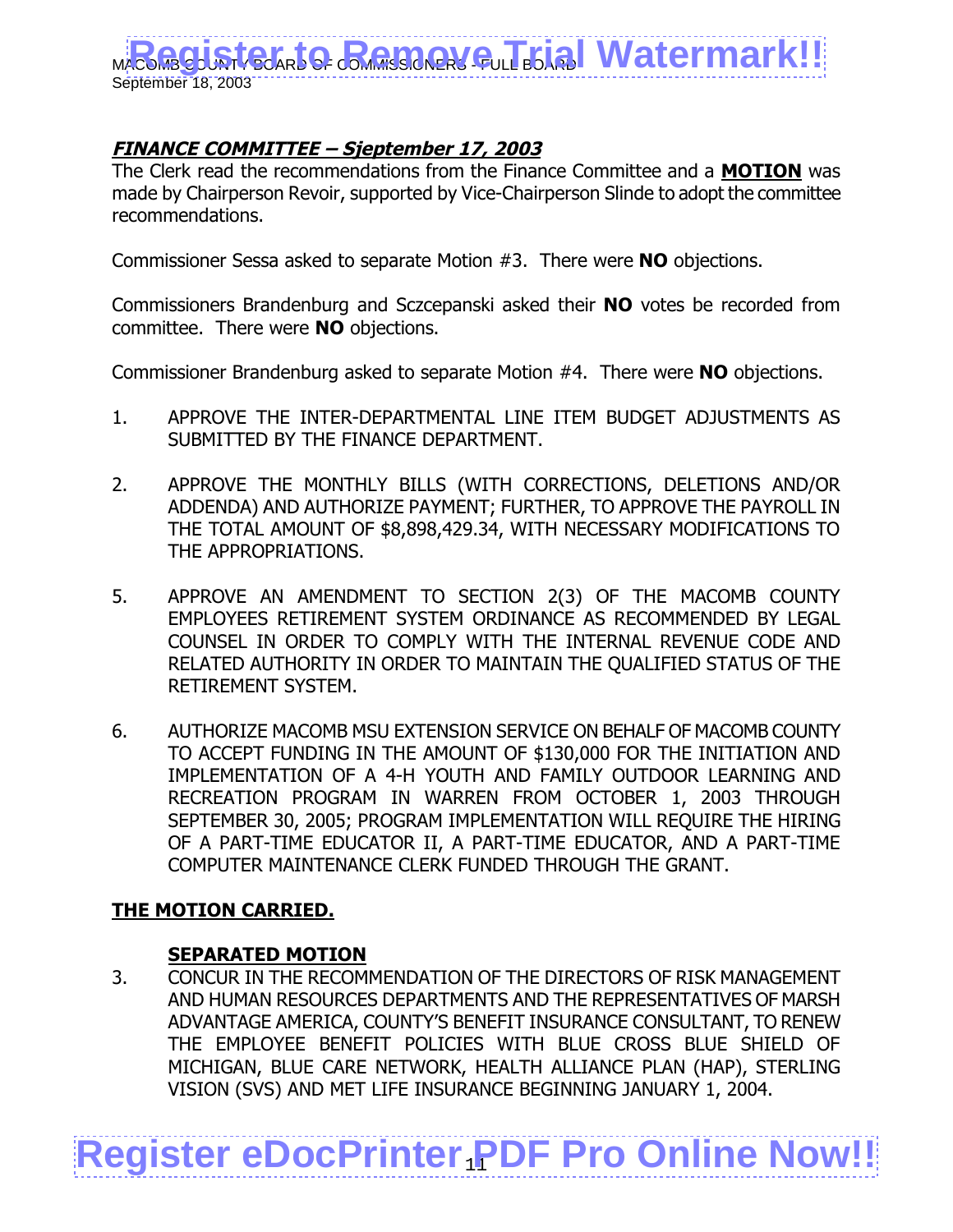## ***FINANCE COMMITTEE – Sjeptember 17, 2003***

The Clerk read the recommendations from the Finance Committee and a **MOTION** was made by Chairperson Revoir, supported by Vice-Chairperson Slinde to adopt the committee recommendations.

Commissioner Sessa asked to separate Motion #3. There were **NO** objections.

Commissioners Brandenburg and Sczcepanski asked their **NO** votes be recorded from committee. There were **NO** objections.

Commissioner Brandenburg asked to separate Motion #4. There were **NO** objections.

1. APPROVE THE INTER-DEPARTMENTAL LINE ITEM BUDGET ADJUSTMENTS AS SUBMITTED BY THE FINANCE DEPARTMENT.

2. APPROVE THE MONTHLY BILLS (WITH CORRECTIONS, DELETIONS AND/OR ADDENDA) AND AUTHORIZE PAYMENT; FURTHER, TO APPROVE THE PAYROLL IN THE TOTAL AMOUNT OF $8,898,429.34, WITH NECESSARY MODIFICATIONS TO THE APPROPRIATIONS.

5. APPROVE AN AMENDMENT TO SECTION 2(3) OF THE MACOMB COUNTY EMPLOYEES RETIREMENT SYSTEM ORDINANCE AS RECOMMENDED BY LEGAL COUNSEL IN ORDER TO COMPLY WITH THE INTERNAL REVENUE CODE AND RELATED AUTHORITY IN ORDER TO MAINTAIN THE QUALIFIED STATUS OF THE RETIREMENT SYSTEM.

6. AUTHORIZE MACOMB MSU EXTENSION SERVICE ON BEHALF OF MACOMB COUNTY TO ACCEPT FUNDING IN THE AMOUNT OF $130,000 FOR THE INITIATION AND IMPLEMENTATION OF A 4-H YOUTH AND FAMILY OUTDOOR LEARNING AND RECREATION PROGRAM IN WARREN FROM OCTOBER 1, 2003 THROUGH SEPTEMBER 30, 2005; PROGRAM IMPLEMENTATION WILL REQUIRE THE HIRING OF A PART-TIME EDUCATOR II, A PART-TIME EDUCATOR, AND A PART-TIME COMPUTER MAINTENANCE CLERK FUNDED THROUGH THE GRANT.

**THE MOTION CARRIED.**

**SEPARATED MOTION**

3. CONCUR IN THE RECOMMENDATION OF THE DIRECTORS OF RISK MANAGEMENT AND HUMAN RESOURCES DEPARTMENTS AND THE REPRESENTATIVES OF MARSH ADVANTAGE AMERICA, COUNTY'S BENEFIT INSURANCE CONSULTANT, TO RENEW THE EMPLOYEE BENEFIT POLICIES WITH BLUE CROSS BLUE SHIELD OF MICHIGAN, BLUE CARE NETWORK, HEALTH ALLIANCE PLAN (HAP), STERLING VISION (SVS) AND MET LIFE INSURANCE BEGINNING JANUARY 1, 2004.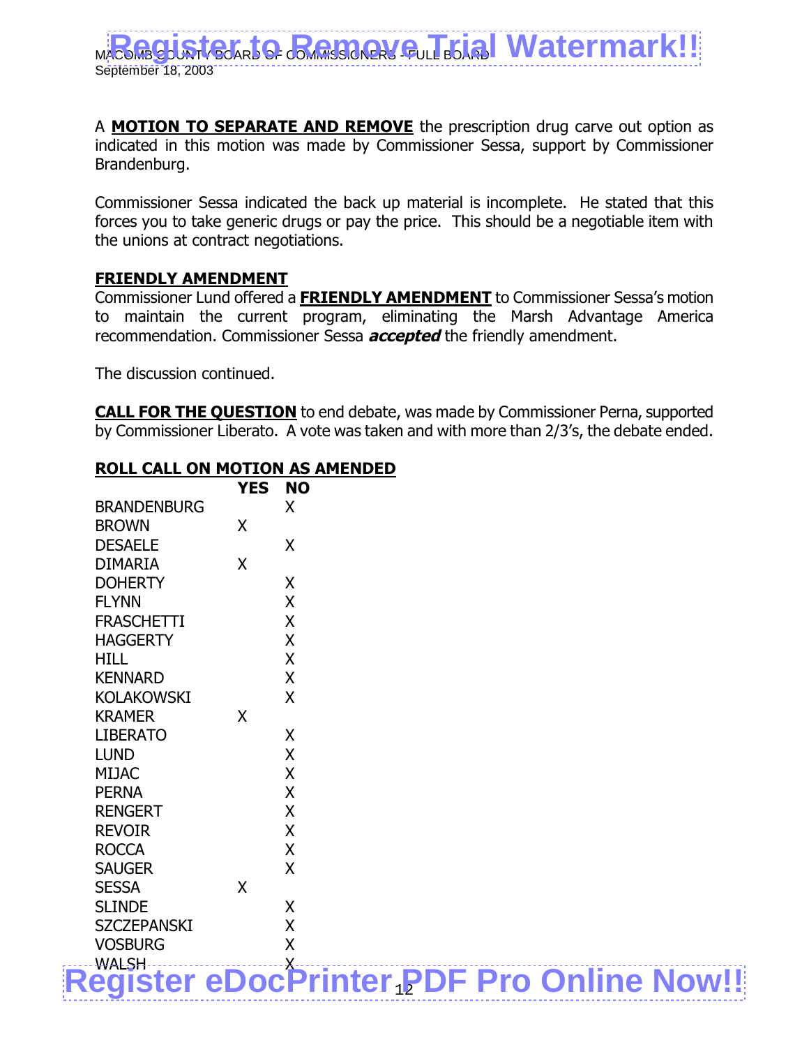A **MOTION TO SEPARATE AND REMOVE** the prescription drug carve out option as indicated in this motion was made by Commissioner Sessa, support by Commissioner Brandenburg.

Commissioner Sessa indicated the back up material is incomplete. He stated that this forces you to take generic drugs or pay the price. This should be a negotiable item with the unions at contract negotiations.

**FRIENDLY AMENDMENT**

Commissioner Lund offered a **FRIENDLY AMENDMENT** to Commissioner Sessa's motion to maintain the current program, eliminating the Marsh Advantage America recommendation. Commissioner Sessa ***accepted*** the friendly amendment.

The discussion continued.

**CALL FOR THE QUESTION** to end debate, was made by Commissioner Perna, supported by Commissioner Liberato. A vote was taken and with more than 2/3's, the debate ended.

**ROLL CALL ON MOTION AS AMENDED**

| | YES | NO |
|---|---|---|
| BRANDENBURG | | X |
| BROWN | X | |
| DESAELE | | X |
| DIMARIA | X | |
| DOHERTY | | X |
| FLYNN | | X |
| FRASCHETTI | | X |
| HAGGERTY | | X |
| HILL | | X |
| KENNARD | | X |
| KOLAKOWSKI | | X |
| KRAMER | X | |
| LIBERATO | | X |
| LUND | | X |
| MIJAC | | X |
| PERNA | | X |
| RENGERT | | X |
| REVOIR | | X |
| ROCCA | | X |
| SAUGER | | X |
| SESSA | X | |
| SLINDE | | X |
| SZCZEPANSKI | | X |
| VOSBURG | | X |
| WALSH | | X |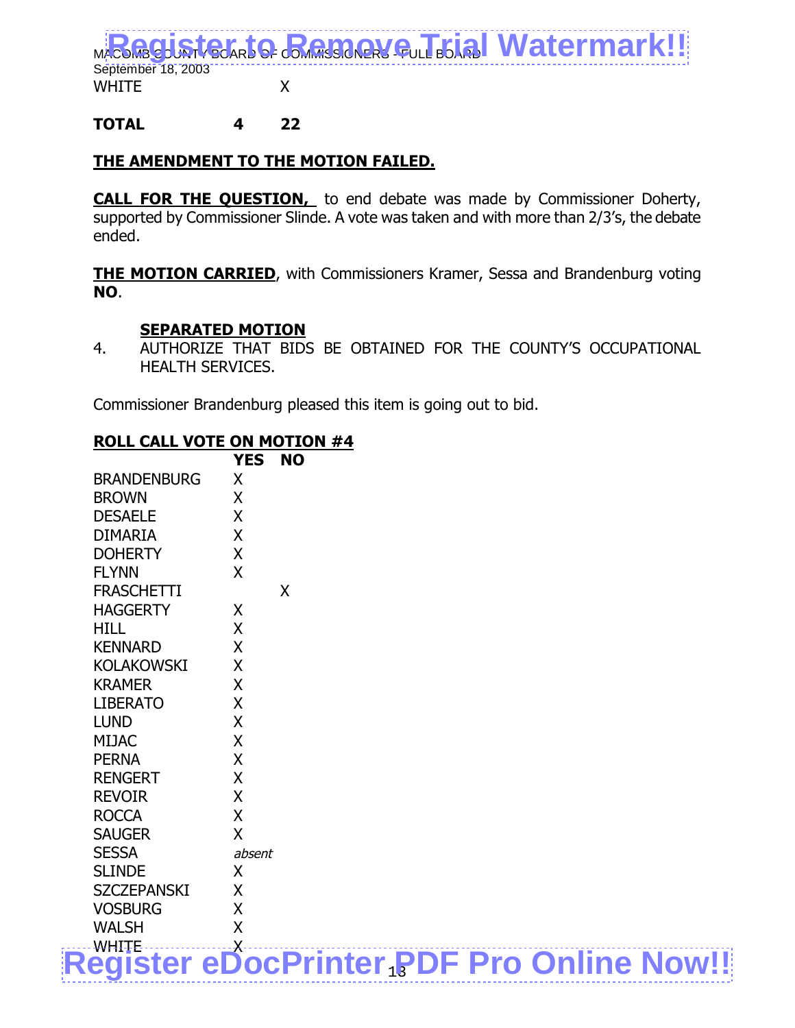| | | |
|---|---|---|
| WHITE | | X |

| **TOTAL** | **4** | **22** |
|---|---|---|

**THE AMENDMENT TO THE MOTION FAILED.**

**CALL FOR THE QUESTION,** to end debate was made by Commissioner Doherty, supported by Commissioner Slinde. A vote was taken and with more than 2/3's, the debate ended.

**THE MOTION CARRIED**, with Commissioners Kramer, Sessa and Brandenburg voting **NO**.

**SEPARATED MOTION**

4. AUTHORIZE THAT BIDS BE OBTAINED FOR THE COUNTY'S OCCUPATIONAL HEALTH SERVICES.

Commissioner Brandenburg pleased this item is going out to bid.

**ROLL CALL VOTE ON MOTION #4**

| | **YES** | **NO** |
|---|---|---|
| BRANDENBURG | X | |
| BROWN | X | |
| DESAELE | X | |
| DIMARIA | X | |
| DOHERTY | X | |
| FLYNN | X | |
| FRASCHETTI | | X |
| HAGGERTY | X | |
| HILL | X | |
| KENNARD | X | |
| KOLAKOWSKI | X | |
| KRAMER | X | |
| LIBERATO | X | |
| LUND | X | |
| MIJAC | X | |
| PERNA | X | |
| RENGERT | X | |
| REVOIR | X | |
| ROCCA | X | |
| SAUGER | X | |
| SESSA | *absent* | |
| SLINDE | X | |
| SZCZEPANSKI | X | |
| VOSBURG | X | |
| WALSH | X | |
| WHITE | X | |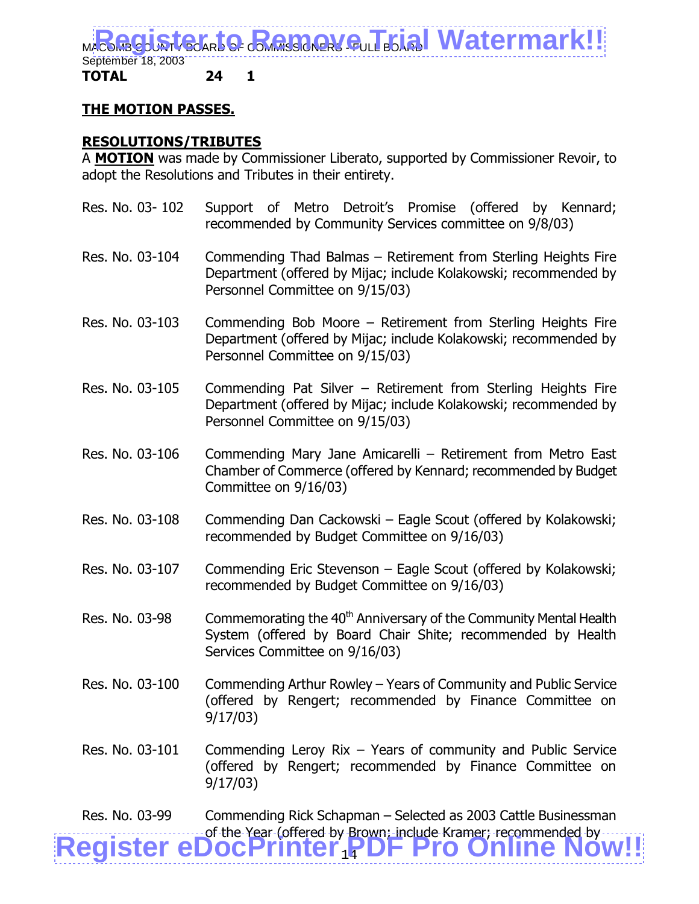**TOTAL 24 1**

**THE MOTION PASSES.**

**RESOLUTIONS/TRIBUTES**

A **MOTION** was made by Commissioner Liberato, supported by Commissioner Revoir, to adopt the Resolutions and Tributes in their entirety.

| | |
|---|---|
| Res. No. 03- 102 | Support of Metro Detroit's Promise (offered by Kennard; recommended by Community Services committee on 9/8/03) |
| Res. No. 03-104 | Commending Thad Balmas – Retirement from Sterling Heights Fire Department (offered by Mijac; include Kolakowski; recommended by Personnel Committee on 9/15/03) |
| Res. No. 03-103 | Commending Bob Moore – Retirement from Sterling Heights Fire Department (offered by Mijac; include Kolakowski; recommended by Personnel Committee on 9/15/03) |
| Res. No. 03-105 | Commending Pat Silver – Retirement from Sterling Heights Fire Department (offered by Mijac; include Kolakowski; recommended by Personnel Committee on 9/15/03) |
| Res. No. 03-106 | Commending Mary Jane Amicarelli – Retirement from Metro East Chamber of Commerce (offered by Kennard; recommended by Budget Committee on 9/16/03) |
| Res. No. 03-108 | Commending Dan Cackowski – Eagle Scout (offered by Kolakowski; recommended by Budget Committee on 9/16/03) |
| Res. No. 03-107 | Commending Eric Stevenson – Eagle Scout (offered by Kolakowski; recommended by Budget Committee on 9/16/03) |
| Res. No. 03-98 | Commemorating the 40th Anniversary of the Community Mental Health System (offered by Board Chair Shite; recommended by Health Services Committee on 9/16/03) |
| Res. No. 03-100 | Commending Arthur Rowley – Years of Community and Public Service (offered by Rengert; recommended by Finance Committee on 9/17/03) |
| Res. No. 03-101 | Commending Leroy Rix – Years of community and Public Service (offered by Rengert; recommended by Finance Committee on 9/17/03) |
| Res. No. 03-99 | Commending Rick Schapman – Selected as 2003 Cattle Businessman of the Year (offered by Brown; include Kramer; recommended by |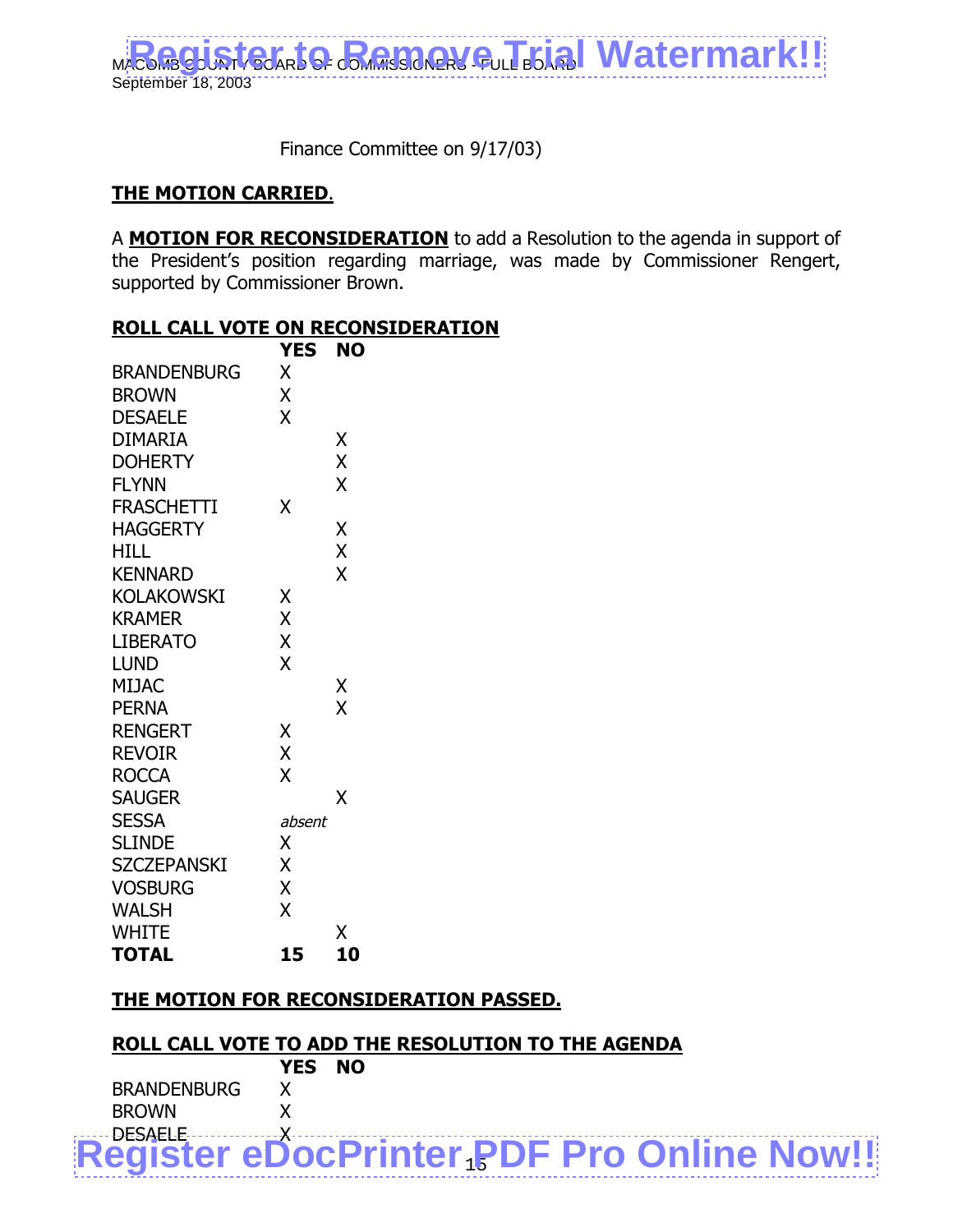Finance Committee on 9/17/03)

**THE MOTION CARRIED.**

A **MOTION FOR RECONSIDERATION** to add a Resolution to the agenda in support of the President's position regarding marriage, was made by Commissioner Rengert, supported by Commissioner Brown.

**ROLL CALL VOTE ON RECONSIDERATION**

| | YES | NO |
|---|---|---|
| BRANDENBURG | X | |
| BROWN | X | |
| DESAELE | X | |
| DIMARIA | | X |
| DOHERTY | | X |
| FLYNN | | X |
| FRASCHETTI | X | |
| HAGGERTY | | X |
| HILL | | X |
| KENNARD | | X |
| KOLAKOWSKI | X | |
| KRAMER | X | |
| LIBERATO | X | |
| LUND | X | |
| MIJAC | | X |
| PERNA | | X |
| RENGERT | X | |
| REVOIR | X | |
| ROCCA | X | |
| SAUGER | | X |
| SESSA | *absent* | |
| SLINDE | X | |
| SZCZEPANSKI | X | |
| VOSBURG | X | |
| WALSH | X | |
| WHITE | | X |
| **TOTAL** | **15** | **10** |

**THE MOTION FOR RECONSIDERATION PASSED.**

**ROLL CALL VOTE TO ADD THE RESOLUTION TO THE AGENDA**

| | YES | NO |
|---|---|---|
| BRANDENBURG | X | |
| BROWN | X | |
| DESAELE | X | |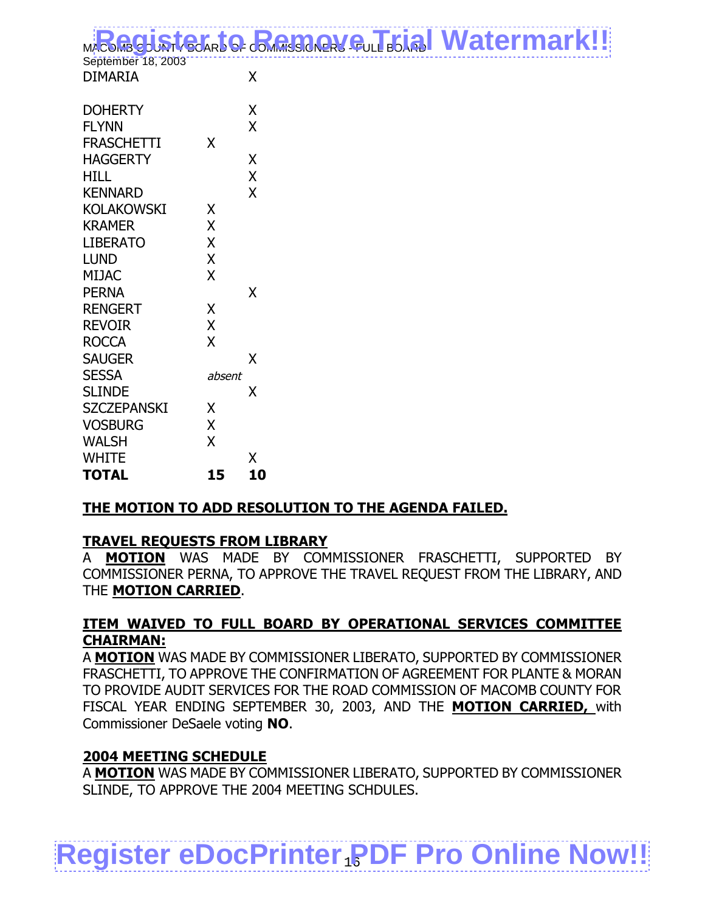| | | |
|---|---|---|
| DIMARIA | | X |
| DOHERTY | | X |
| FLYNN | | X |
| FRASCHETTI | X | |
| HAGGERTY | | X |
| HILL | | X |
| KENNARD | | X |
| KOLAKOWSKI | X | |
| KRAMER | X | |
| LIBERATO | X | |
| LUND | X | |
| MIJAC | X | |
| PERNA | | X |
| RENGERT | X | |
| REVOIR | X | |
| ROCCA | X | |
| SAUGER | | X |
| SESSA | *absent* | |
| SLINDE | | X |
| SZCZEPANSKI | X | |
| VOSBURG | X | |
| WALSH | X | |
| WHITE | | X |
| **TOTAL** | **15** | **10** |

**THE MOTION TO ADD RESOLUTION TO THE AGENDA FAILED.**

**TRAVEL REQUESTS FROM LIBRARY**

A **MOTION** WAS MADE BY COMMISSIONER FRASCHETTI, SUPPORTED BY COMMISSIONER PERNA, TO APPROVE THE TRAVEL REQUEST FROM THE LIBRARY, AND THE **MOTION CARRIED**.

**ITEM WAIVED TO FULL BOARD BY OPERATIONAL SERVICES COMMITTEE CHAIRMAN:**

A **MOTION** WAS MADE BY COMMISSIONER LIBERATO, SUPPORTED BY COMMISSIONER FRASCHETTI, TO APPROVE THE CONFIRMATION OF AGREEMENT FOR PLANTE & MORAN TO PROVIDE AUDIT SERVICES FOR THE ROAD COMMISSION OF MACOMB COUNTY FOR FISCAL YEAR ENDING SEPTEMBER 30, 2003, AND THE **MOTION CARRIED,** with Commissioner DeSaele voting **NO**.

**2004 MEETING SCHEDULE**

A **MOTION** WAS MADE BY COMMISSIONER LIBERATO, SUPPORTED BY COMMISSIONER SLINDE, TO APPROVE THE 2004 MEETING SCHDULES.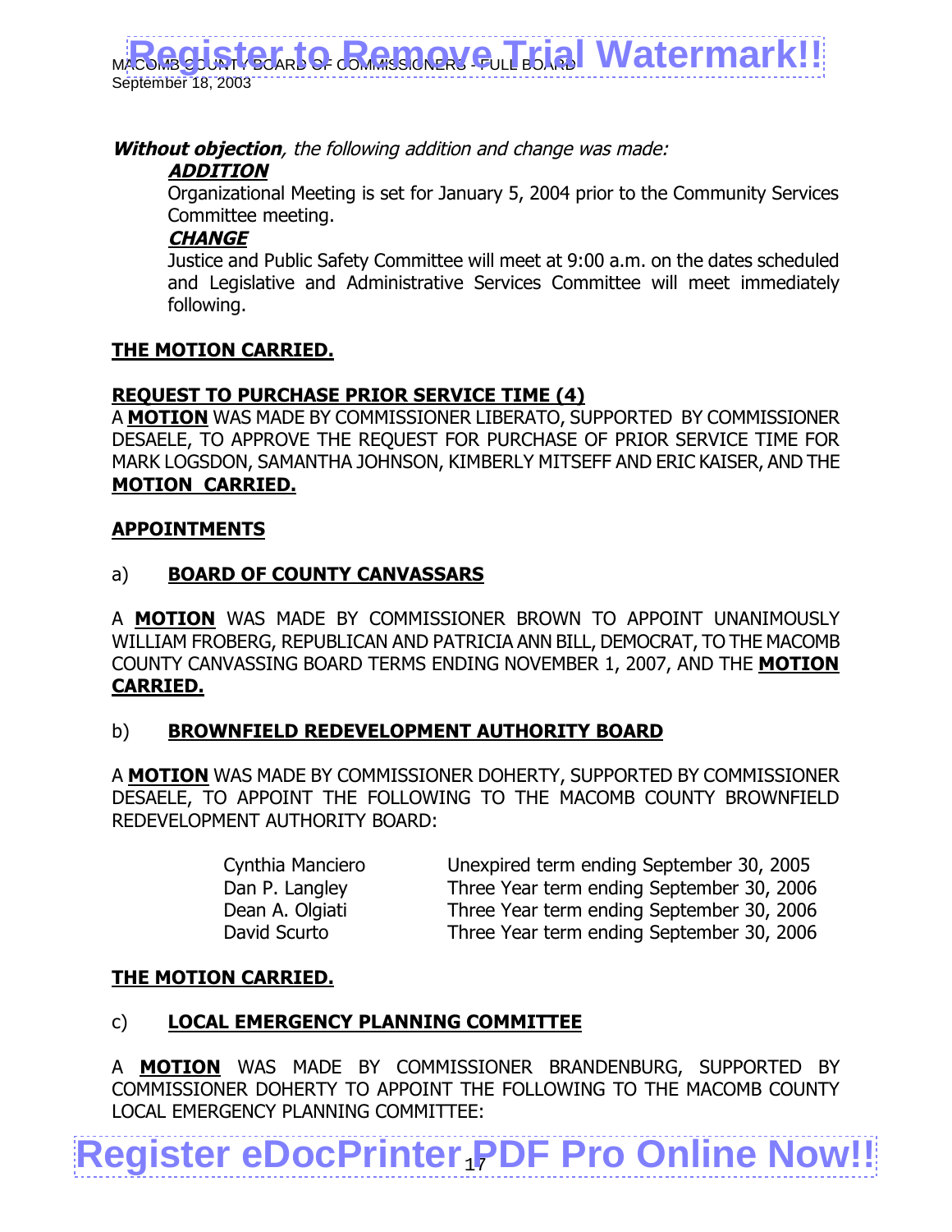***Without objection**, the following addition and change was made:*

***ADDITION***

Organizational Meeting is set for January 5, 2004 prior to the Community Services Committee meeting.

***CHANGE***

Justice and Public Safety Committee will meet at 9:00 a.m. on the dates scheduled and Legislative and Administrative Services Committee will meet immediately following.

**THE MOTION CARRIED.**

**REQUEST TO PURCHASE PRIOR SERVICE TIME (4)**

A **MOTION** WAS MADE BY COMMISSIONER LIBERATO, SUPPORTED BY COMMISSIONER DESAELE, TO APPROVE THE REQUEST FOR PURCHASE OF PRIOR SERVICE TIME FOR MARK LOGSDON, SAMANTHA JOHNSON, KIMBERLY MITSEFF AND ERIC KAISER, AND THE **MOTION CARRIED.**

**APPOINTMENTS**

a) **BOARD OF COUNTY CANVASSARS**

A **MOTION** WAS MADE BY COMMISSIONER BROWN TO APPOINT UNANIMOUSLY WILLIAM FROBERG, REPUBLICAN AND PATRICIA ANN BILL, DEMOCRAT, TO THE MACOMB COUNTY CANVASSING BOARD TERMS ENDING NOVEMBER 1, 2007, AND THE **MOTION CARRIED.**

b) **BROWNFIELD REDEVELOPMENT AUTHORITY BOARD**

A **MOTION** WAS MADE BY COMMISSIONER DOHERTY, SUPPORTED BY COMMISSIONER DESAELE, TO APPOINT THE FOLLOWING TO THE MACOMB COUNTY BROWNFIELD REDEVELOPMENT AUTHORITY BOARD:

| | |
|---|---|
| Cynthia Manciero | Unexpired term ending September 30, 2005 |
| Dan P. Langley | Three Year term ending September 30, 2006 |
| Dean A. Olgiati | Three Year term ending September 30, 2006 |
| David Scurto | Three Year term ending September 30, 2006 |

**THE MOTION CARRIED.**

c) **LOCAL EMERGENCY PLANNING COMMITTEE**

A **MOTION** WAS MADE BY COMMISSIONER BRANDENBURG, SUPPORTED BY COMMISSIONER DOHERTY TO APPOINT THE FOLLOWING TO THE MACOMB COUNTY LOCAL EMERGENCY PLANNING COMMITTEE: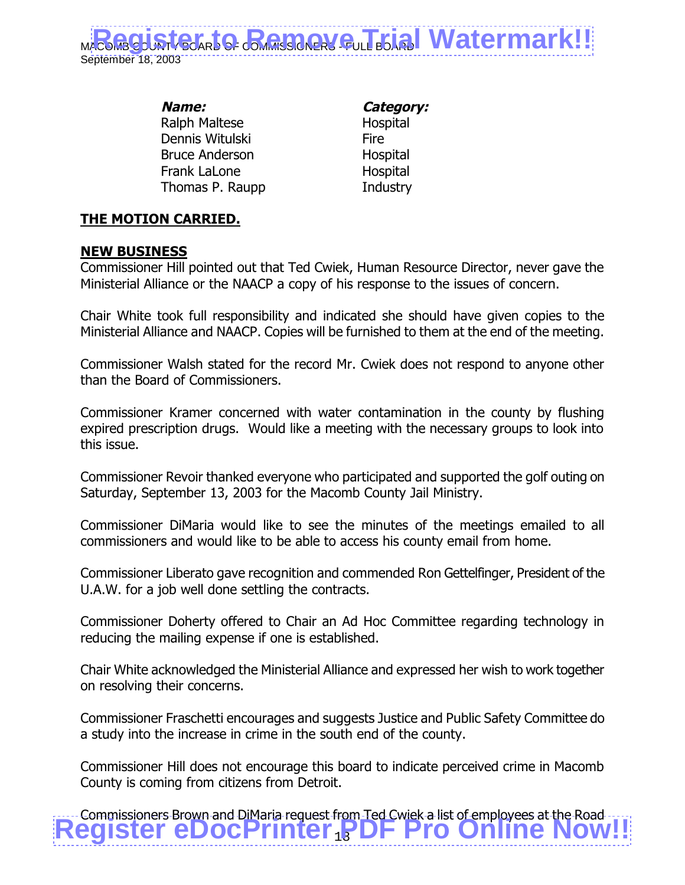| ***Name:*** | ***Category:*** |
| --- | --- |
| Ralph Maltese | Hospital |
| Dennis Witulski | Fire |
| Bruce Anderson | Hospital |
| Frank LaLone | Hospital |
| Thomas P. Raupp | Industry |

**THE MOTION CARRIED.**

**NEW BUSINESS**

Commissioner Hill pointed out that Ted Cwiek, Human Resource Director, never gave the Ministerial Alliance or the NAACP a copy of his response to the issues of concern.

Chair White took full responsibility and indicated she should have given copies to the Ministerial Alliance and NAACP. Copies will be furnished to them at the end of the meeting.

Commissioner Walsh stated for the record Mr. Cwiek does not respond to anyone other than the Board of Commissioners.

Commissioner Kramer concerned with water contamination in the county by flushing expired prescription drugs. Would like a meeting with the necessary groups to look into this issue.

Commissioner Revoir thanked everyone who participated and supported the golf outing on Saturday, September 13, 2003 for the Macomb County Jail Ministry.

Commissioner DiMaria would like to see the minutes of the meetings emailed to all commissioners and would like to be able to access his county email from home.

Commissioner Liberato gave recognition and commended Ron Gettelfinger, President of the U.A.W. for a job well done settling the contracts.

Commissioner Doherty offered to Chair an Ad Hoc Committee regarding technology in reducing the mailing expense if one is established.

Chair White acknowledged the Ministerial Alliance and expressed her wish to work together on resolving their concerns.

Commissioner Fraschetti encourages and suggests Justice and Public Safety Committee do a study into the increase in crime in the south end of the county.

Commissioner Hill does not encourage this board to indicate perceived crime in Macomb County is coming from citizens from Detroit.

Commissioners Brown and DiMaria request from Ted Cwiek a list of employees at the Road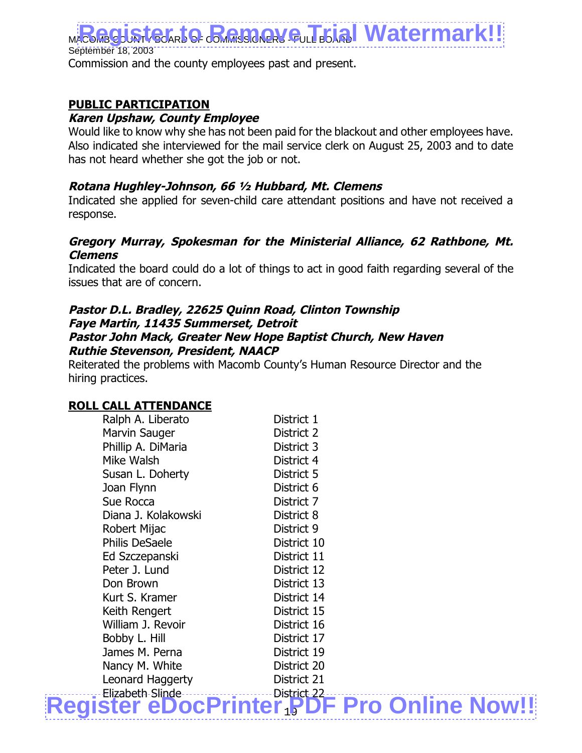Commission and the county employees past and present.

## PUBLIC PARTICIPATION

***Karen Upshaw, County Employee***

Would like to know why she has not been paid for the blackout and other employees have. Also indicated she interviewed for the mail service clerk on August 25, 2003 and to date has not heard whether she got the job or not.

***Rotana Hughley-Johnson, 66 ½ Hubbard, Mt. Clemens***

Indicated she applied for seven-child care attendant positions and have not received a response.

***Gregory Murray, Spokesman for the Ministerial Alliance, 62 Rathbone, Mt. Clemens***

Indicated the board could do a lot of things to act in good faith regarding several of the issues that are of concern.

***Pastor D.L. Bradley, 22625 Quinn Road, Clinton Township***
***Faye Martin, 11435 Summerset, Detroit***
***Pastor John Mack, Greater New Hope Baptist Church, New Haven***
***Ruthie Stevenson, President, NAACP***

Reiterated the problems with Macomb County's Human Resource Director and the hiring practices.

## ROLL CALL ATTENDANCE

| | |
|---|---|
| Ralph A. Liberato | District 1 |
| Marvin Sauger | District 2 |
| Phillip A. DiMaria | District 3 |
| Mike Walsh | District 4 |
| Susan L. Doherty | District 5 |
| Joan Flynn | District 6 |
| Sue Rocca | District 7 |
| Diana J. Kolakowski | District 8 |
| Robert Mijac | District 9 |
| Philis DeSaele | District 10 |
| Ed Szczepanski | District 11 |
| Peter J. Lund | District 12 |
| Don Brown | District 13 |
| Kurt S. Kramer | District 14 |
| Keith Rengert | District 15 |
| William J. Revoir | District 16 |
| Bobby L. Hill | District 17 |
| James M. Perna | District 19 |
| Nancy M. White | District 20 |
| Leonard Haggerty | District 21 |
| Elizabeth Slinde | District 22 |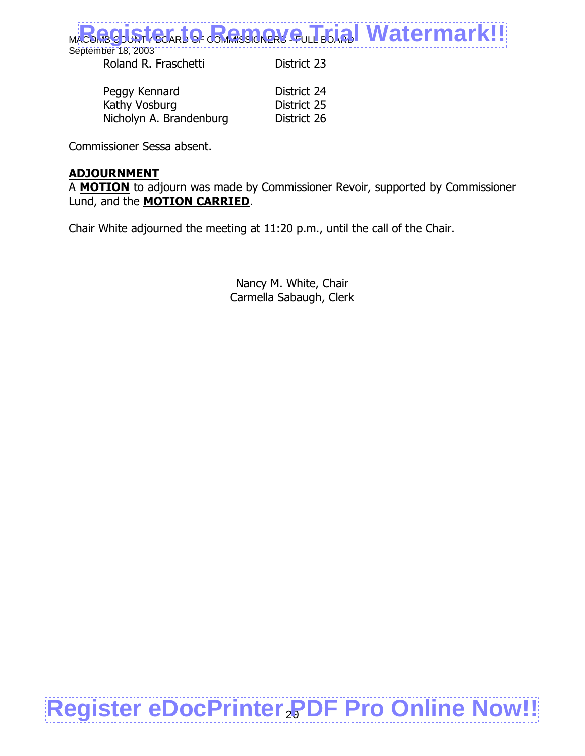| | |
|---|---|
| Roland R. Fraschetti | District 23 |
| Peggy Kennard | District 24 |
| Kathy Vosburg | District 25 |
| Nicholyn A. Brandenburg | District 26 |

Commissioner Sessa absent.

**ADJOURNMENT**

A **MOTION** to adjourn was made by Commissioner Revoir, supported by Commissioner Lund, and the **MOTION CARRIED**.

Chair White adjourned the meeting at 11:20 p.m., until the call of the Chair.

Nancy M. White, Chair
Carmella Sabaugh, Clerk